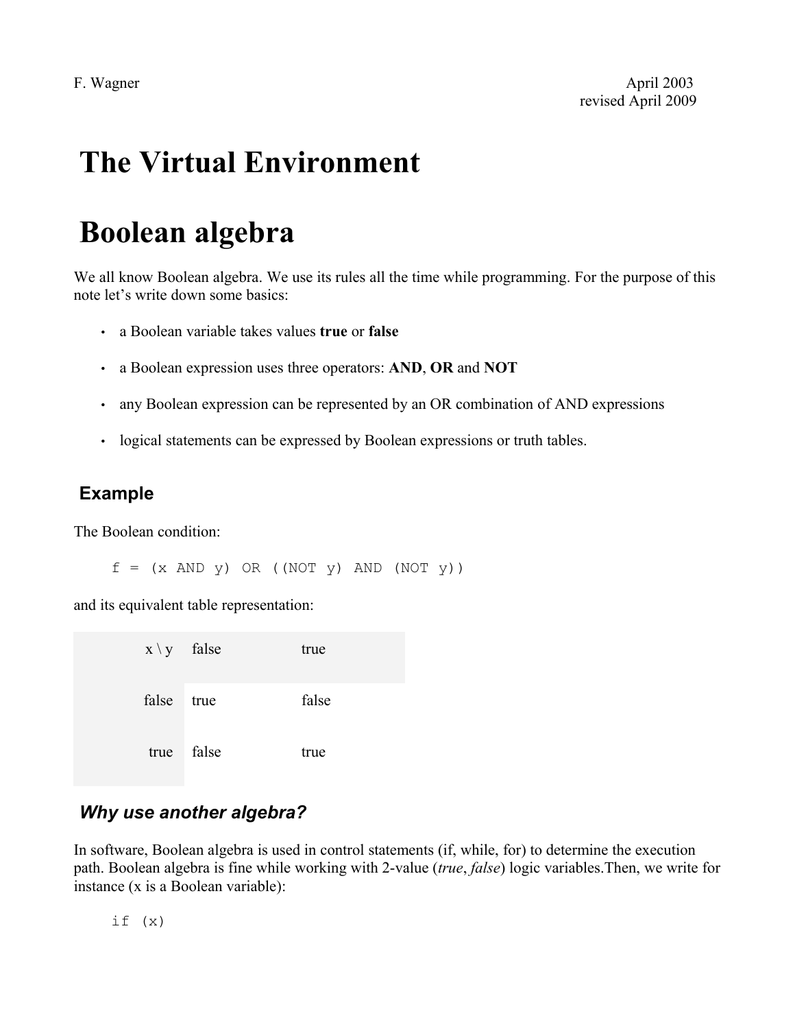F. Wagner

April 2003
revised April 2009

# The Virtual Environment

# Boolean algebra

We all know Boolean algebra. We use its rules all the time while programming. For the purpose of this note let's write down some basics:

- a Boolean variable takes values **true** or **false**
- a Boolean expression uses three operators: **AND**, **OR** and **NOT**
- any Boolean expression can be represented by an OR combination of AND expressions
- logical statements can be expressed by Boolean expressions or truth tables.

## Example

The Boolean condition:

```
f = (x AND y) OR ((NOT y) AND (NOT y))
```

and its equivalent table representation:

| x \ y | false | true |
|---|---|---|
| false | true | false |
| true | false | true |

## *Why use another algebra?*

In software, Boolean algebra is used in control statements (if, while, for) to determine the execution path. Boolean algebra is fine while working with 2-value (*true*, *false*) logic variables.Then, we write for instance (x is a Boolean variable):

```
if (x)
```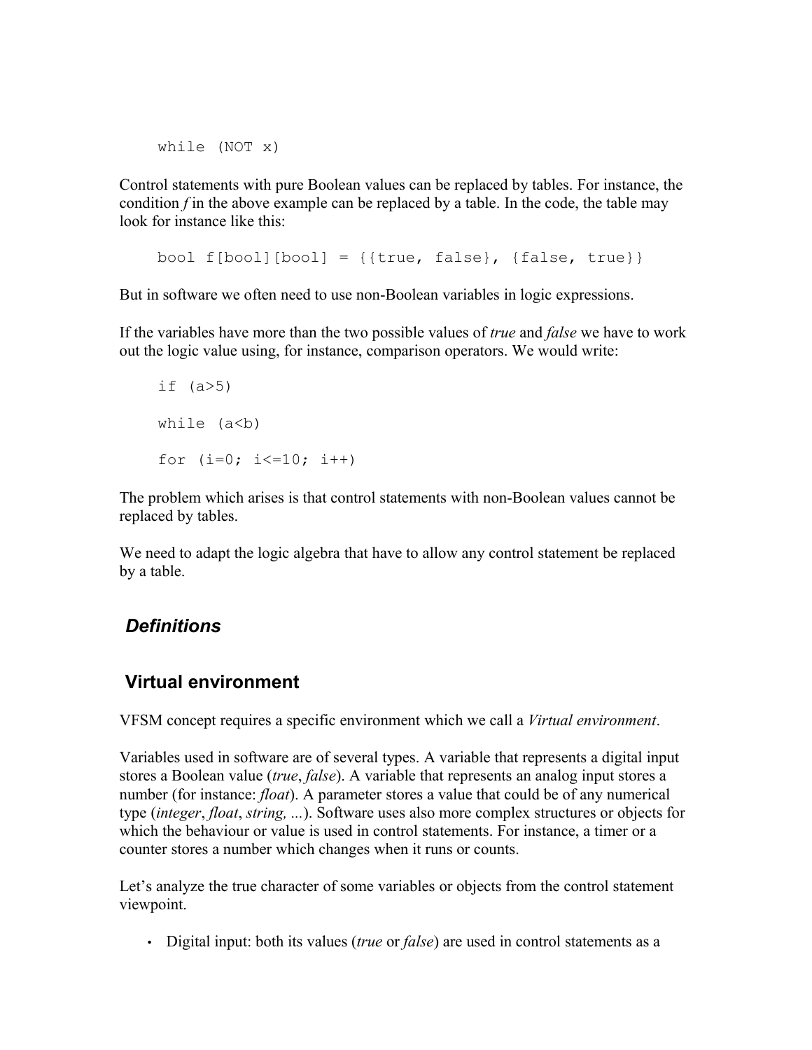```
while (NOT x)
```

Control statements with pure Boolean values can be replaced by tables. For instance, the condition *f* in the above example can be replaced by a table. In the code, the table may look for instance like this:

```
bool f[bool][bool] = {{true, false}, {false, true}}
```

But in software we often need to use non-Boolean variables in logic expressions.

If the variables have more than the two possible values of *true* and *false* we have to work out the logic value using, for instance, comparison operators. We would write:

```
if (a>5)

while (a<b)

for (i=0; i<=10; i++)
```

The problem which arises is that control statements with non-Boolean values cannot be replaced by tables.

We need to adapt the logic algebra that have to allow any control statement be replaced by a table.

## *Definitions*

## Virtual environment

VFSM concept requires a specific environment which we call a *Virtual environment*.

Variables used in software are of several types. A variable that represents a digital input stores a Boolean value (*true*, *false*). A variable that represents an analog input stores a number (for instance: *float*). A parameter stores a value that could be of any numerical type (*integer*, *float*, *string, ...*). Software uses also more complex structures or objects for which the behaviour or value is used in control statements. For instance, a timer or a counter stores a number which changes when it runs or counts.

Let's analyze the true character of some variables or objects from the control statement viewpoint.

- Digital input: both its values (*true* or *false*) are used in control statements as a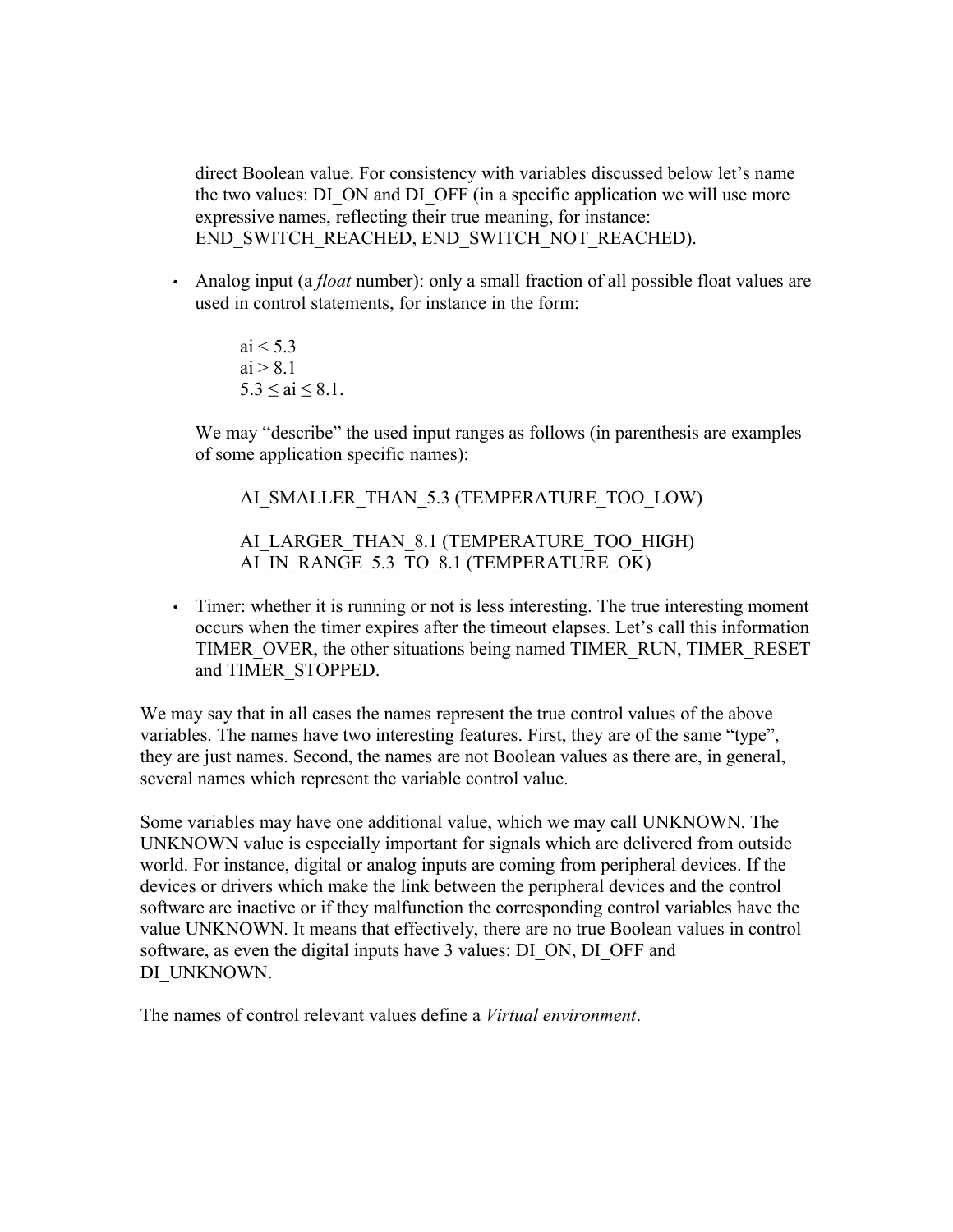direct Boolean value. For consistency with variables discussed below let's name the two values: DI_ON and DI_OFF (in a specific application we will use more expressive names, reflecting their true meaning, for instance: END_SWITCH_REACHED, END_SWITCH_NOT_REACHED).

- Analog input (a *float* number): only a small fraction of all possible float values are used in control statements, for instance in the form:

  $ai < 5.3$
  $ai > 8.1$
  $5.3 \leq ai \leq 8.1$.

  We may "describe" the used input ranges as follows (in parenthesis are examples of some application specific names):

  AI_SMALLER_THAN_5.3 (TEMPERATURE_TOO_LOW)

  AI_LARGER_THAN_8.1 (TEMPERATURE_TOO_HIGH)
  AI_IN_RANGE_5.3_TO_8.1 (TEMPERATURE_OK)

- Timer: whether it is running or not is less interesting. The true interesting moment occurs when the timer expires after the timeout elapses. Let's call this information TIMER_OVER, the other situations being named TIMER_RUN, TIMER_RESET and TIMER_STOPPED.

We may say that in all cases the names represent the true control values of the above variables. The names have two interesting features. First, they are of the same "type", they are just names. Second, the names are not Boolean values as there are, in general, several names which represent the variable control value.

Some variables may have one additional value, which we may call UNKNOWN. The UNKNOWN value is especially important for signals which are delivered from outside world. For instance, digital or analog inputs are coming from peripheral devices. If the devices or drivers which make the link between the peripheral devices and the control software are inactive or if they malfunction the corresponding control variables have the value UNKNOWN. It means that effectively, there are no true Boolean values in control software, as even the digital inputs have 3 values: DI_ON, DI_OFF and DI_UNKNOWN.

The names of control relevant values define a *Virtual environment*.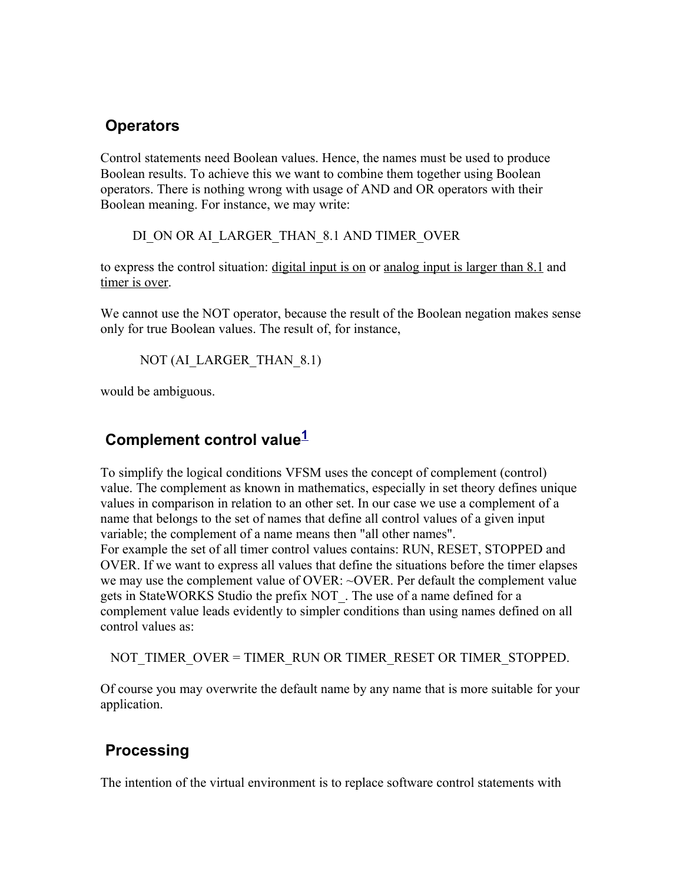## Operators

Control statements need Boolean values. Hence, the names must be used to produce Boolean results. To achieve this we want to combine them together using Boolean operators. There is nothing wrong with usage of AND and OR operators with their Boolean meaning. For instance, we may write:

DI_ON OR AI_LARGER_THAN_8.1 AND TIMER_OVER

to express the control situation: digital input is on or analog input is larger than 8.1 and timer is over.

We cannot use the NOT operator, because the result of the Boolean negation makes sense only for true Boolean values. The result of, for instance,

NOT (AI_LARGER_THAN_8.1)

would be ambiguous.

## Complement control value[1]

To simplify the logical conditions VFSM uses the concept of complement (control) value. The complement as known in mathematics, especially in set theory defines unique values in comparison in relation to an other set. In our case we use a complement of a name that belongs to the set of names that define all control values of a given input variable; the complement of a name means then "all other names".
For example the set of all timer control values contains: RUN, RESET, STOPPED and OVER. If we want to express all values that define the situations before the timer elapses we may use the complement value of OVER: ~OVER. Per default the complement value gets in StateWORKS Studio the prefix NOT_. The use of a name defined for a complement value leads evidently to simpler conditions than using names defined on all control values as:

NOT_TIMER_OVER = TIMER_RUN OR TIMER_RESET OR TIMER_STOPPED.

Of course you may overwrite the default name by any name that is more suitable for your application.

## Processing

The intention of the virtual environment is to replace software control statements with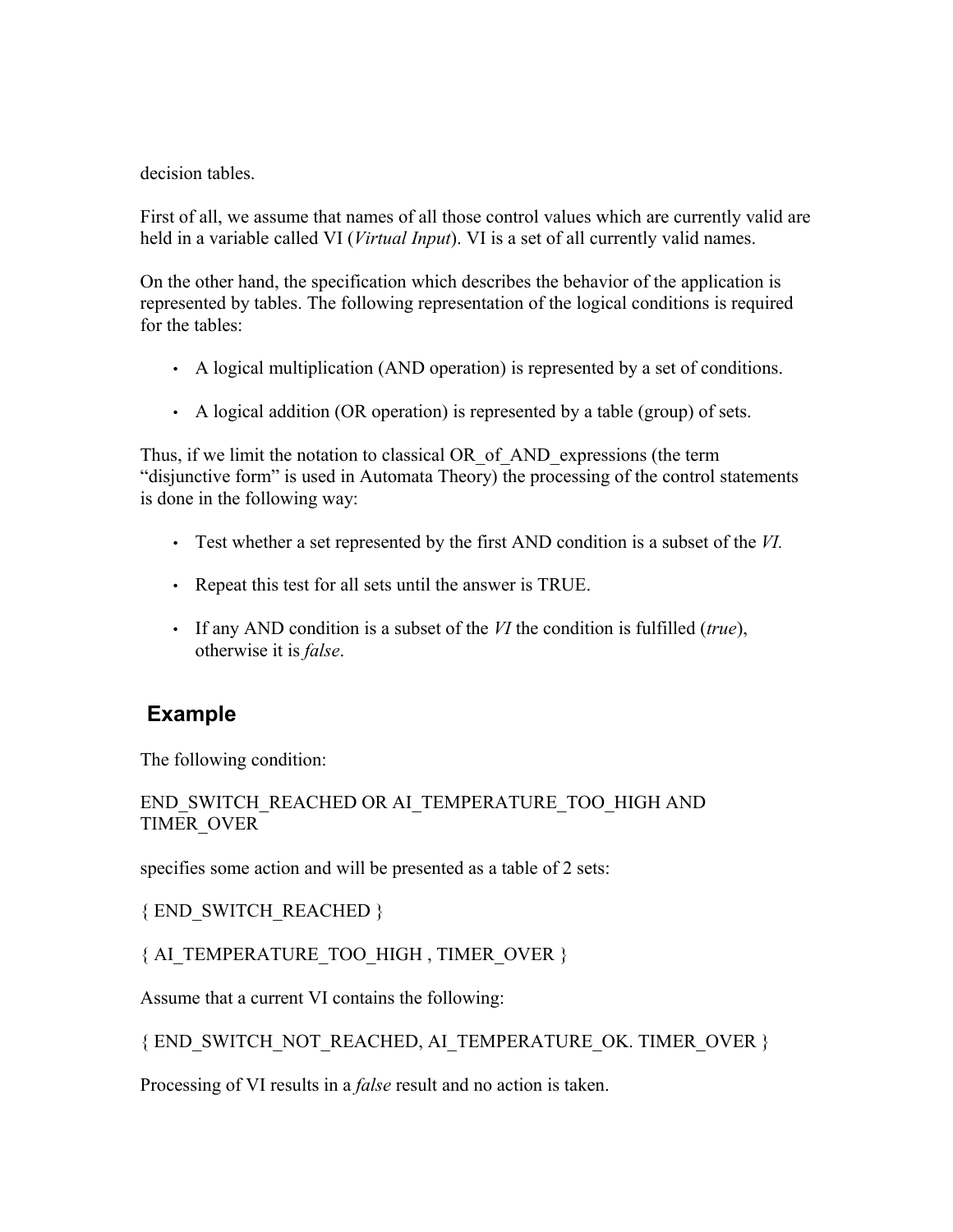decision tables.

First of all, we assume that names of all those control values which are currently valid are held in a variable called VI (*Virtual Input*). VI is a set of all currently valid names.

On the other hand, the specification which describes the behavior of the application is represented by tables. The following representation of the logical conditions is required for the tables:

- A logical multiplication (AND operation) is represented by a set of conditions.
- A logical addition (OR operation) is represented by a table (group) of sets.

Thus, if we limit the notation to classical OR_of_AND_expressions (the term “disjunctive form” is used in Automata Theory) the processing of the control statements is done in the following way:

- Test whether a set represented by the first AND condition is a subset of the *VI.*
- Repeat this test for all sets until the answer is TRUE.
- If any AND condition is a subset of the *VI* the condition is fulfilled (*true*), otherwise it is *false*.

## Example

The following condition:

END_SWITCH_REACHED OR AI_TEMPERATURE_TOO_HIGH AND TIMER_OVER

specifies some action and will be presented as a table of 2 sets:

{ END_SWITCH_REACHED }

{ AI_TEMPERATURE_TOO_HIGH , TIMER_OVER }

Assume that a current VI contains the following:

{ END_SWITCH_NOT_REACHED, AI_TEMPERATURE_OK. TIMER_OVER }

Processing of VI results in a *false* result and no action is taken.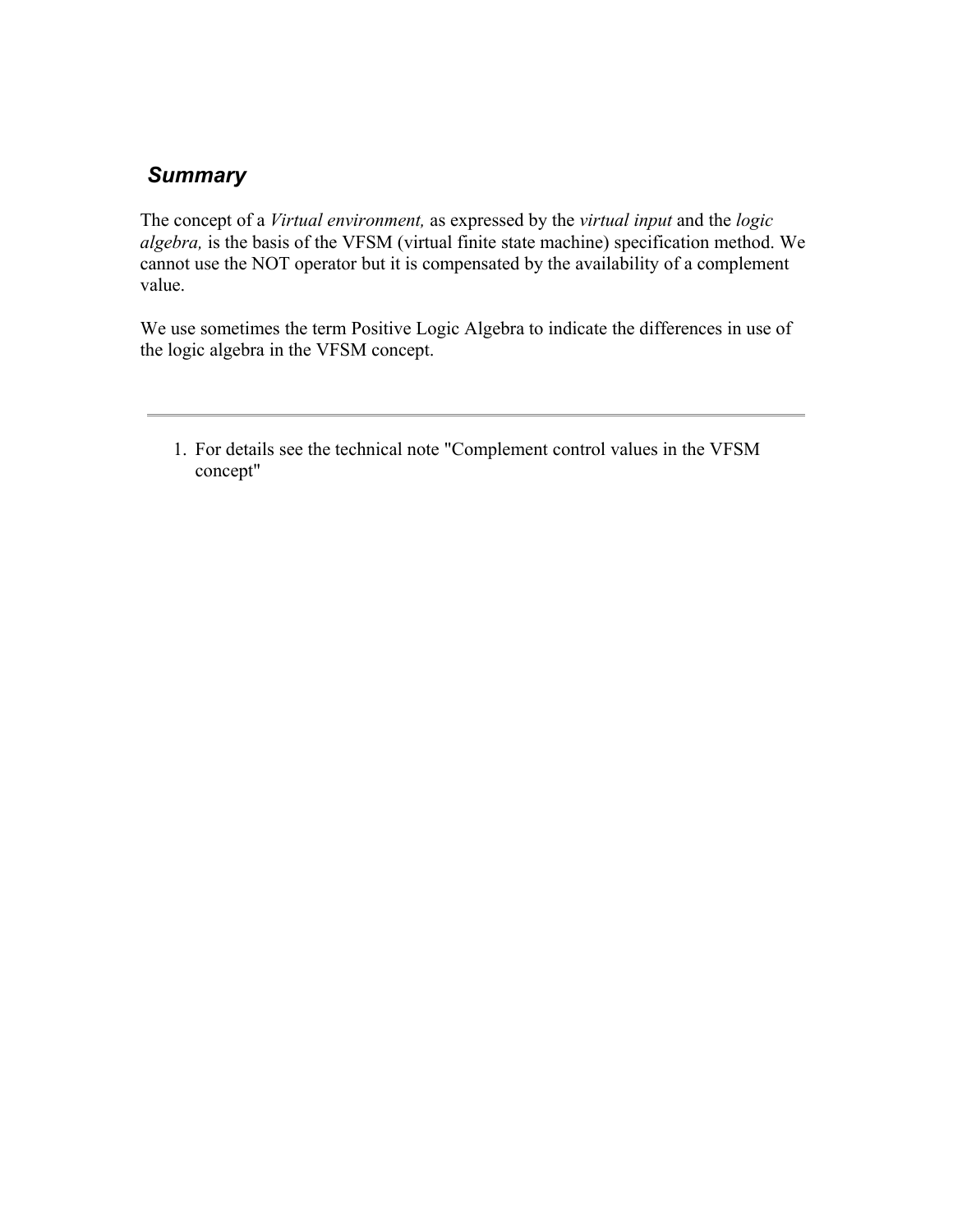## *Summary*

The concept of a *Virtual environment,* as expressed by the *virtual input* and the *logic algebra,* is the basis of the VFSM (virtual finite state machine) specification method. We cannot use the NOT operator but it is compensated by the availability of a complement value.

We use sometimes the term Positive Logic Algebra to indicate the differences in use of the logic algebra in the VFSM concept.

---

1. For details see the technical note "Complement control values in the VFSM concept"